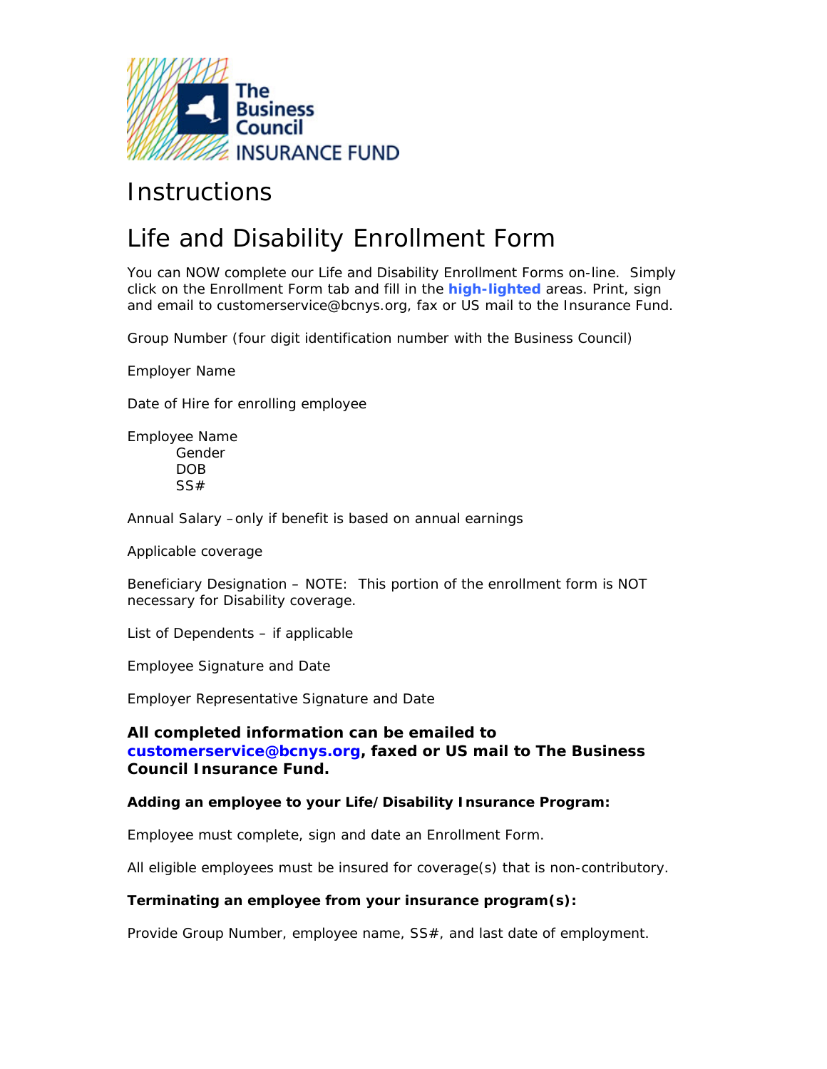The Business Council INSURANCE FUND

# Instructions

# Life and Disability Enrollment Form

You can NOW complete our Life and Disability Enrollment Forms on-line. Simply click on the Enrollment Form tab and fill in the **high-lighted** areas. Print, sign and email to customerservice@bcnys.org, fax or US mail to the Insurance Fund.

Group Number (four digit identification number with the Business Council)

Employer Name

Date of Hire for enrolling employee

Employee Name
- Gender
- DOB
- SS#

Annual Salary –only if benefit is based on annual earnings

Applicable coverage

Beneficiary Designation – NOTE: This portion of the enrollment form is NOT necessary for Disability coverage.

List of Dependents – if applicable

Employee Signature and Date

Employer Representative Signature and Date

**All completed information can be emailed to customerservice@bcnys.org, faxed or US mail to The Business Council Insurance Fund.**

**Adding an employee to your Life/Disability Insurance Program:**

Employee must complete, sign and date an Enrollment Form.

All eligible employees must be insured for coverage(s) that is non-contributory.

**Terminating an employee from your insurance program(s):**

Provide Group Number, employee name, SS#, and last date of employment.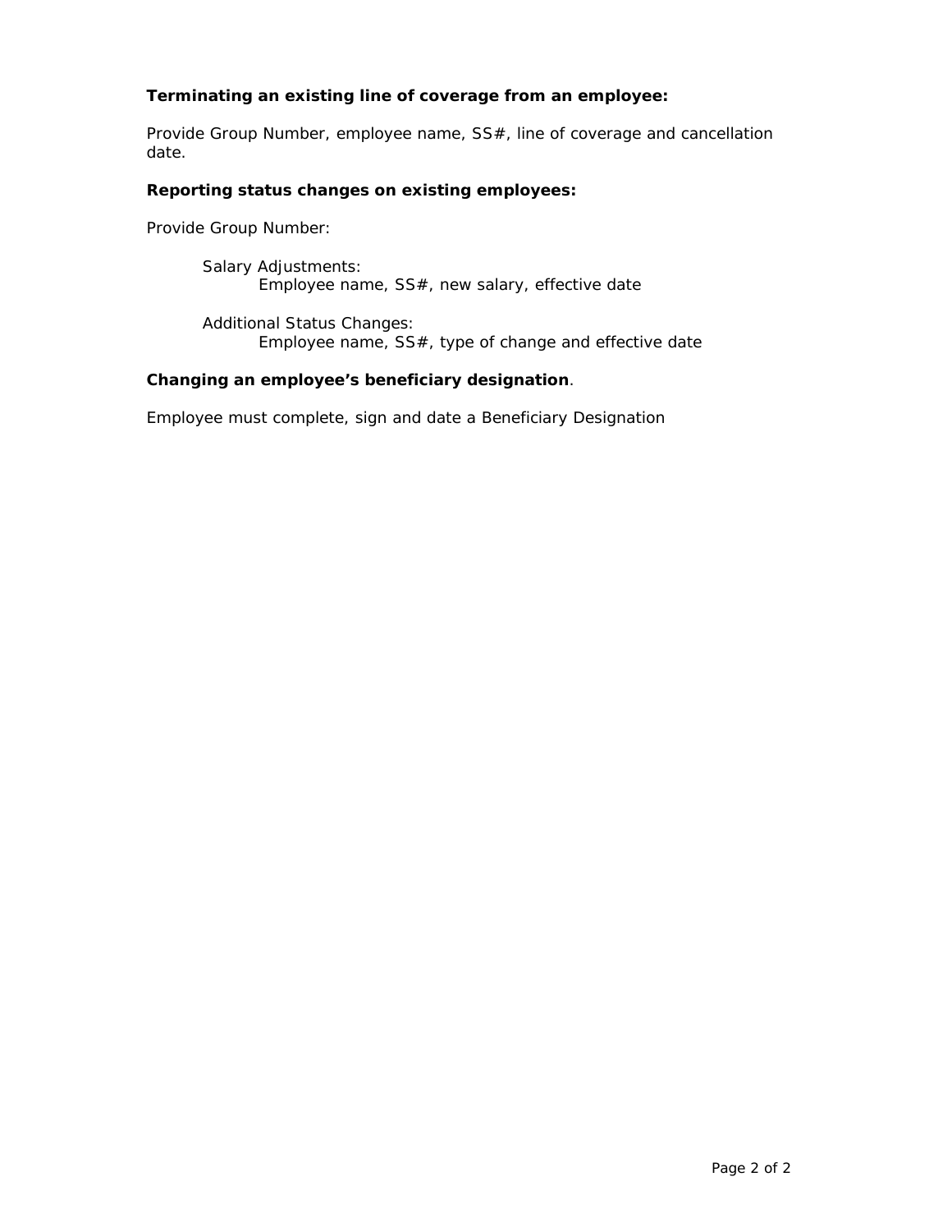**Terminating an existing line of coverage from an employee:**

Provide Group Number, employee name, SS#, line of coverage and cancellation date.

**Reporting status changes on existing employees:**

Provide Group Number:

> Salary Adjustments:
>
> > Employee name, SS#, new salary, effective date
>
> Additional Status Changes:
>
> > Employee name, SS#, type of change and effective date

**Changing an employee's beneficiary designation**.

Employee must complete, sign and date a Beneficiary Designation